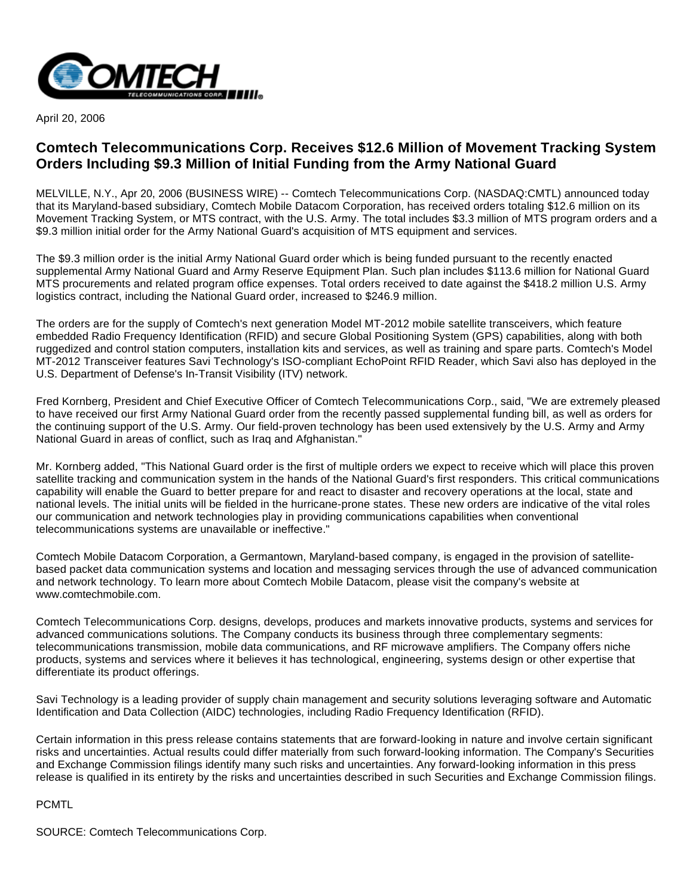April 20, 2006

# Comtech Telecommunications Corp. Receives $12.6 Million of Movement Tracking System Orders Including $9.3 Million of Initial Funding from the Army National Guard

MELVILLE, N.Y., Apr 20, 2006 (BUSINESS WIRE) -- Comtech Telecommunications Corp. (NASDAQ:CMTL) announced today that its Maryland-based subsidiary, Comtech Mobile Datacom Corporation, has received orders totaling $12.6 million on its Movement Tracking System, or MTS contract, with the U.S. Army. The total includes $3.3 million of MTS program orders and a $9.3 million initial order for the Army National Guard's acquisition of MTS equipment and services.

The $9.3 million order is the initial Army National Guard order which is being funded pursuant to the recently enacted supplemental Army National Guard and Army Reserve Equipment Plan. Such plan includes $113.6 million for National Guard MTS procurements and related program office expenses. Total orders received to date against the $418.2 million U.S. Army logistics contract, including the National Guard order, increased to $246.9 million.

The orders are for the supply of Comtech's next generation Model MT-2012 mobile satellite transceivers, which feature embedded Radio Frequency Identification (RFID) and secure Global Positioning System (GPS) capabilities, along with both ruggedized and control station computers, installation kits and services, as well as training and spare parts. Comtech's Model MT-2012 Transceiver features Savi Technology's ISO-compliant EchoPoint RFID Reader, which Savi also has deployed in the U.S. Department of Defense's In-Transit Visibility (ITV) network.

Fred Kornberg, President and Chief Executive Officer of Comtech Telecommunications Corp., said, "We are extremely pleased to have received our first Army National Guard order from the recently passed supplemental funding bill, as well as orders for the continuing support of the U.S. Army. Our field-proven technology has been used extensively by the U.S. Army and Army National Guard in areas of conflict, such as Iraq and Afghanistan."

Mr. Kornberg added, "This National Guard order is the first of multiple orders we expect to receive which will place this proven satellite tracking and communication system in the hands of the National Guard's first responders. This critical communications capability will enable the Guard to better prepare for and react to disaster and recovery operations at the local, state and national levels. The initial units will be fielded in the hurricane-prone states. These new orders are indicative of the vital roles our communication and network technologies play in providing communications capabilities when conventional telecommunications systems are unavailable or ineffective."

Comtech Mobile Datacom Corporation, a Germantown, Maryland-based company, is engaged in the provision of satellite-based packet data communication systems and location and messaging services through the use of advanced communication and network technology. To learn more about Comtech Mobile Datacom, please visit the company's website at www.comtechmobile.com.

Comtech Telecommunications Corp. designs, develops, produces and markets innovative products, systems and services for advanced communications solutions. The Company conducts its business through three complementary segments: telecommunications transmission, mobile data communications, and RF microwave amplifiers. The Company offers niche products, systems and services where it believes it has technological, engineering, systems design or other expertise that differentiate its product offerings.

Savi Technology is a leading provider of supply chain management and security solutions leveraging software and Automatic Identification and Data Collection (AIDC) technologies, including Radio Frequency Identification (RFID).

Certain information in this press release contains statements that are forward-looking in nature and involve certain significant risks and uncertainties. Actual results could differ materially from such forward-looking information. The Company's Securities and Exchange Commission filings identify many such risks and uncertainties. Any forward-looking information in this press release is qualified in its entirety by the risks and uncertainties described in such Securities and Exchange Commission filings.

PCMTL

SOURCE: Comtech Telecommunications Corp.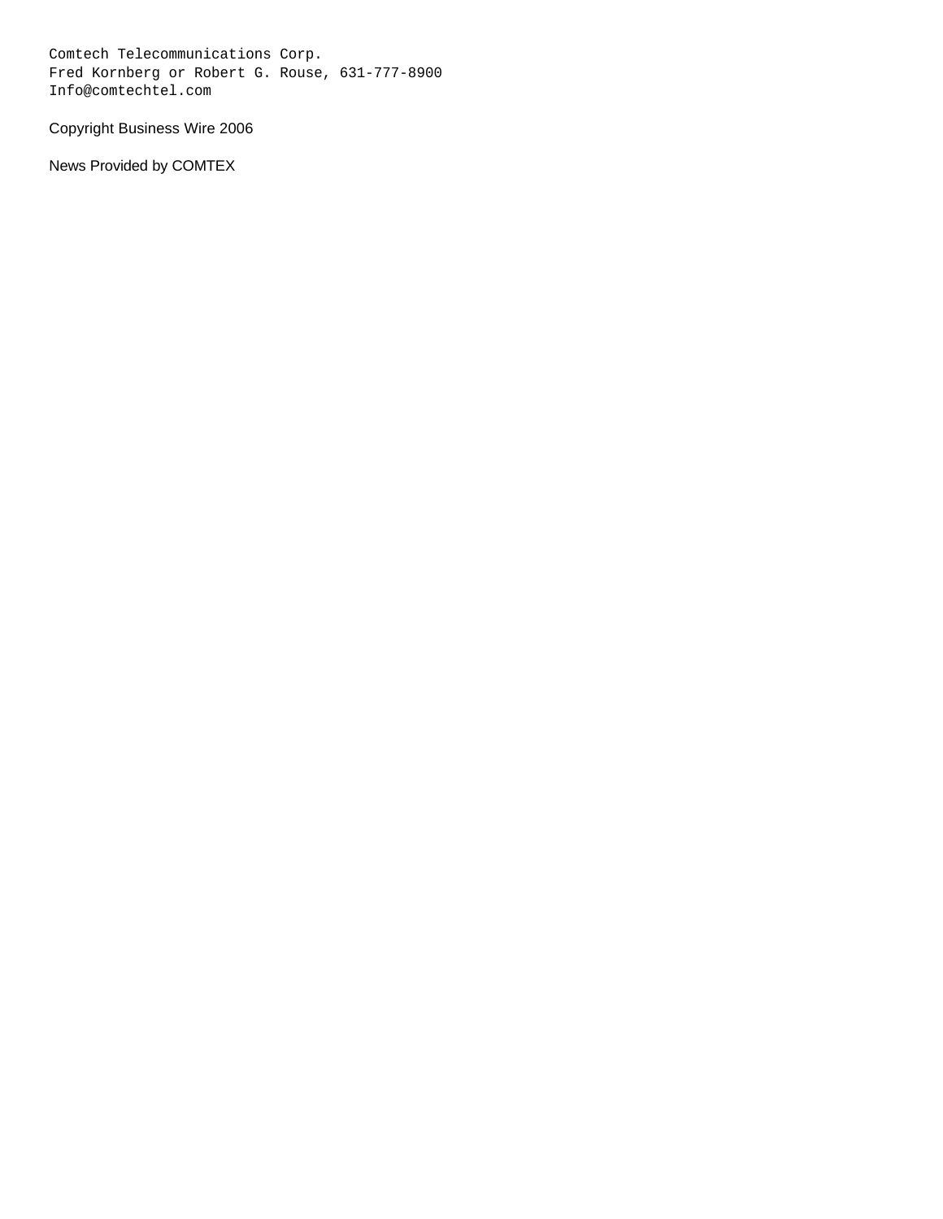```
Comtech Telecommunications Corp.
Fred Kornberg or Robert G. Rouse, 631-777-8900
Info@comtechtel.com
```

Copyright Business Wire 2006

News Provided by COMTEX